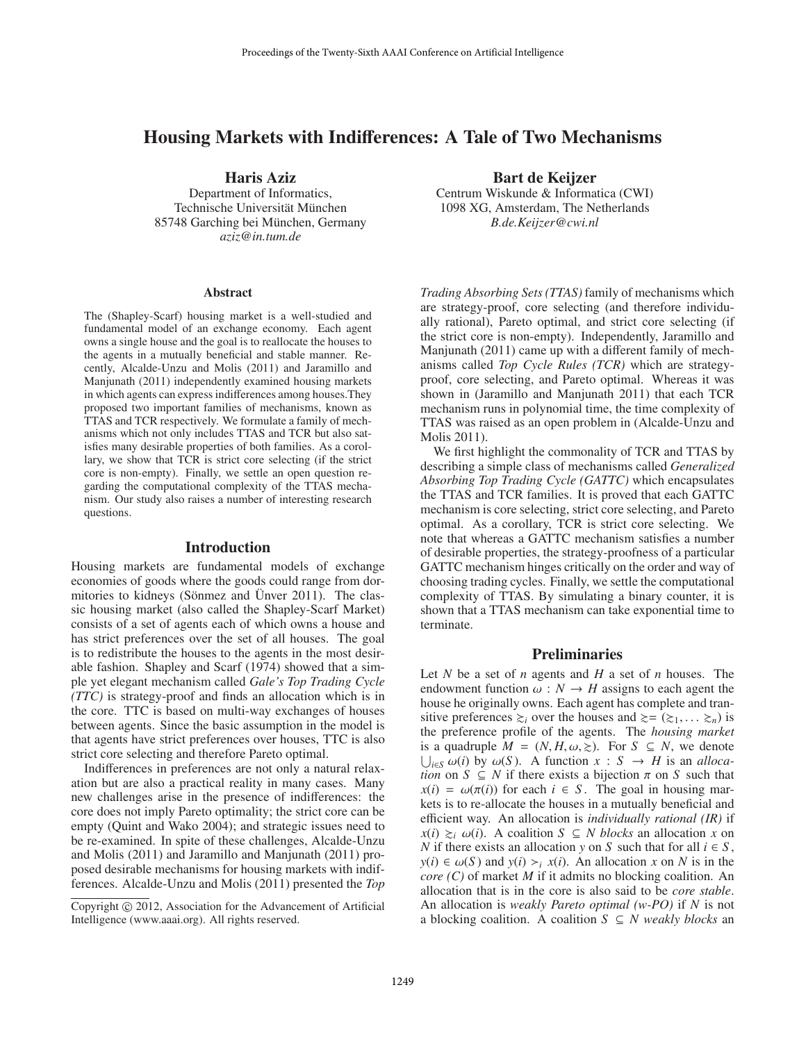# Housing Markets with Indifferences: A Tale of Two Mechanisms

**Haris Aziz**
Department of Informatics,
Technische Universität München
85748 Garching bei München, Germany
*aziz@in.tum.de*

**Bart de Keijzer**
Centrum Wiskunde & Informatica (CWI)
1098 XG, Amsterdam, The Netherlands
*B.de.Keijzer@cwi.nl*

### Abstract

The (Shapley-Scarf) housing market is a well-studied and fundamental model of an exchange economy. Each agent owns a single house and the goal is to reallocate the houses to the agents in a mutually beneficial and stable manner. Recently, Alcalde-Unzu and Molis (2011) and Jaramillo and Manjunath (2011) independently examined housing markets in which agents can express indifferences among houses.They proposed two important families of mechanisms, known as TTAS and TCR respectively. We formulate a family of mechanisms which not only includes TTAS and TCR but also satisfies many desirable properties of both families. As a corollary, we show that TCR is strict core selecting (if the strict core is non-empty). Finally, we settle an open question regarding the computational complexity of the TTAS mechanism. Our study also raises a number of interesting research questions.

## Introduction

Housing markets are fundamental models of exchange economies of goods where the goods could range from dormitories to kidneys (Sönmez and Ünver 2011). The classic housing market (also called the Shapley-Scarf Market) consists of a set of agents each of which owns a house and has strict preferences over the set of all houses. The goal is to redistribute the houses to the agents in the most desirable fashion. Shapley and Scarf (1974) showed that a simple yet elegant mechanism called *Gale's Top Trading Cycle (TTC)* is strategy-proof and finds an allocation which is in the core. TTC is based on multi-way exchanges of houses between agents. Since the basic assumption in the model is that agents have strict preferences over houses, TTC is also strict core selecting and therefore Pareto optimal.

Indifferences in preferences are not only a natural relaxation but are also a practical reality in many cases. Many new challenges arise in the presence of indifferences: the core does not imply Pareto optimality; the strict core can be empty (Quint and Wako 2004); and strategic issues need to be re-examined. In spite of these challenges, Alcalde-Unzu and Molis (2011) and Jaramillo and Manjunath (2011) proposed desirable mechanisms for housing markets with indifferences. Alcalde-Unzu and Molis (2011) presented the *Top Trading Absorbing Sets (TTAS)* family of mechanisms which are strategy-proof, core selecting (and therefore individually rational), Pareto optimal, and strict core selecting (if the strict core is non-empty). Independently, Jaramillo and Manjunath (2011) came up with a different family of mechanisms called *Top Cycle Rules (TCR)* which are strategy-proof, core selecting, and Pareto optimal. Whereas it was shown in (Jaramillo and Manjunath 2011) that each TCR mechanism runs in polynomial time, the time complexity of TTAS was raised as an open problem in (Alcalde-Unzu and Molis 2011).

We first highlight the commonality of TCR and TTAS by describing a simple class of mechanisms called *Generalized Absorbing Top Trading Cycle (GATTC)* which encapsulates the TTAS and TCR families. It is proved that each GATTC mechanism is core selecting, strict core selecting, and Pareto optimal. As a corollary, TCR is strict core selecting. We note that whereas a GATTC mechanism satisfies a number of desirable properties, the strategy-proofness of a particular GATTC mechanism hinges critically on the order and way of choosing trading cycles. Finally, we settle the computational complexity of TTAS. By simulating a binary counter, it is shown that a TTAS mechanism can take exponential time to terminate.

## Preliminaries

Let $N$ be a set of $n$ agents and $H$ a set of $n$ houses. The endowment function $\omega : N \rightarrow H$ assigns to each agent the house he originally owns. Each agent has complete and transitive preferences $\succsim_i$ over the houses and $\succsim = (\succsim_1, \dots \succsim_n)$ is the preference profile of the agents. The *housing market* is a quadruple $M = (N, H, \omega, \succsim)$. For $S \subseteq N$, we denote $\bigcup_{i \in S} \omega(i)$ by $\omega(S)$. A function $x : S \rightarrow H$ is an *allocation* on $S \subseteq N$ if there exists a bijection $\pi$ on $S$ such that $x(i) = \omega(\pi(i))$ for each $i \in S$. The goal in housing markets is to re-allocate the houses in a mutually beneficial and efficient way. An allocation is *individually rational (IR)* if $x(i) \succsim_i \omega(i)$. A coalition $S \subseteq N$ *blocks* an allocation $x$ on $N$ if there exists an allocation $y$ on $S$ such that for all $i \in S$, $y(i) \in \omega(S)$ and $y(i) \succ_i x(i)$. An allocation $x$ on $N$ is in the *core (C)* of market $M$ if it admits no blocking coalition. An allocation that is in the core is also said to be *core stable*. An allocation is *weakly Pareto optimal (w-PO)* if $N$ is not a blocking coalition. A coalition $S \subseteq N$ *weakly blocks* an

---

Copyright © 2012, Association for the Advancement of Artificial Intelligence (www.aaai.org). All rights reserved.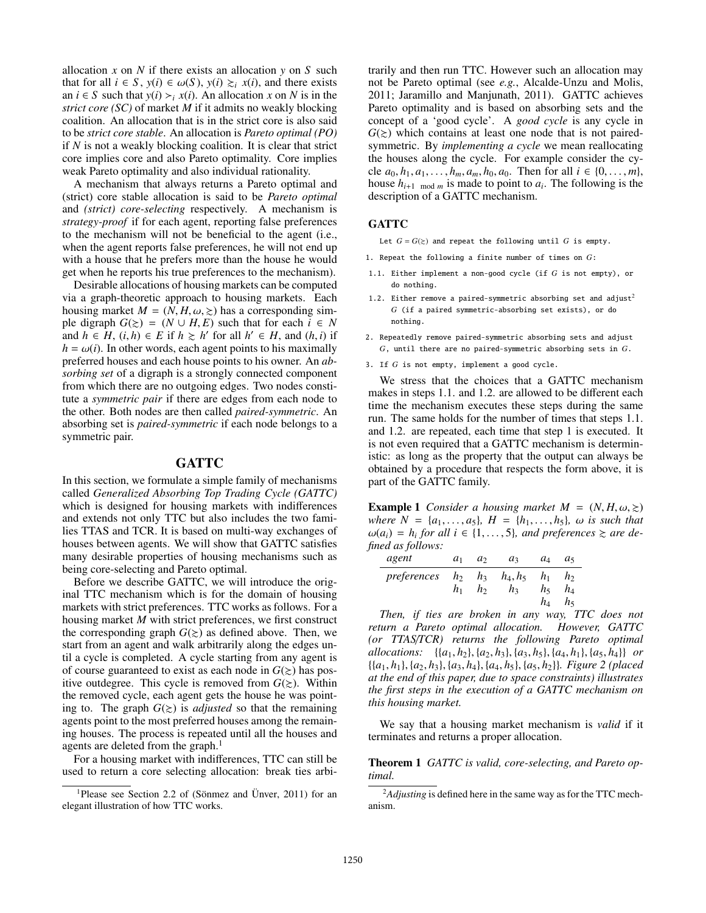allocation $x$ on $N$ if there exists an allocation $y$ on $S$ such that for all $i \in S$, $y(i) \in \omega(S)$, $y(i) \succsim_i x(i)$, and there exists an $i \in S$ such that $y(i) \succ_i x(i)$. An allocation $x$ on $N$ is in the *strict core (SC)* of market $M$ if it admits no weakly blocking coalition. An allocation that is in the strict core is also said to be *strict core stable*. An allocation is *Pareto optimal (PO)* if $N$ is not a weakly blocking coalition. It is clear that strict core implies core and also Pareto optimality. Core implies weak Pareto optimality and also individual rationality.

A mechanism that always returns a Pareto optimal and (strict) core stable allocation is said to be *Pareto optimal* and *(strict) core-selecting* respectively. A mechanism is *strategy-proof* if for each agent, reporting false preferences to the mechanism will not be beneficial to the agent (i.e., when the agent reports false preferences, he will not end up with a house that he prefers more than the house he would get when he reports his true preferences to the mechanism).

Desirable allocations of housing markets can be computed via a graph-theoretic approach to housing markets. Each housing market $M = (N, H, \omega, \succsim)$ has a corresponding simple digraph $G(\succsim) = (N \cup H, E)$ such that for each $i \in N$ and $h \in H$, $(i, h) \in E$ if $h \succsim h'$ for all $h' \in H$, and $(h, i)$ if $h = \omega(i)$. In other words, each agent points to his maximally preferred houses and each house points to his owner. An *absorbing set* of a digraph is a strongly connected component from which there are no outgoing edges. Two nodes constitute a *symmetric pair* if there are edges from each node to the other. Both nodes are then called *paired-symmetric*. An absorbing set is *paired-symmetric* if each node belongs to a symmetric pair.

## GATTC

In this section, we formulate a simple family of mechanisms called *Generalized Absorbing Top Trading Cycle (GATTC)* which is designed for housing markets with indifferences and extends not only TTC but also includes the two families TTAS and TCR. It is based on multi-way exchanges of houses between agents. We will show that GATTC satisfies many desirable properties of housing mechanisms such as being core-selecting and Pareto optimal.

Before we describe GATTC, we will introduce the original TTC mechanism which is for the domain of housing markets with strict preferences. TTC works as follows. For a housing market $M$ with strict preferences, we first construct the corresponding graph $G(\succsim)$ as defined above. Then, we start from an agent and walk arbitrarily along the edges until a cycle is completed. A cycle starting from any agent is of course guaranteed to exist as each node in $G(\succsim)$ has positive outdegree. This cycle is removed from $G(\succsim)$. Within the removed cycle, each agent gets the house he was pointing to. The graph $G(\succsim)$ is *adjusted* so that the remaining agents point to the most preferred houses among the remaining houses. The process is repeated until all the houses and agents are deleted from the graph.[1]

For a housing market with indifferences, TTC can still be used to return a core selecting allocation: break ties arbitrarily and then run TTC. However such an allocation may not be Pareto optimal (see *e.g.*, Alcalde-Unzu and Molis, 2011; Jaramillo and Manjunath, 2011). GATTC achieves Pareto optimality and is based on absorbing sets and the concept of a 'good cycle'. A *good cycle* is any cycle in $G(\succsim)$ which contains at least one node that is not paired-symmetric. By *implementing a cycle* we mean reallocating the houses along the cycle. For example consider the cycle $a_0, h_1, a_1, \ldots, h_m, a_m, h_0, a_0$. Then for all $i \in \{0, \ldots, m\}$, house $h_{i+1 \mod m}$ is made to point to $a_i$. The following is the description of a GATTC mechanism.

### GATTC

```
Let G = G(≿) and repeat the following until G is empty.
1. Repeat the following a finite number of times on G:
1.1. Either implement a non-good cycle (if G is not empty), or
     do nothing.
1.2. Either remove a paired-symmetric absorbing set and adjust²
     G (if a paired symmetric-absorbing set exists), or do
     nothing.
2. Repeatedly remove paired-symmetric absorbing sets and adjust
   G, until there are no paired-symmetric absorbing sets in G.
3. If G is not empty, implement a good cycle.
```

We stress that the choices that a GATTC mechanism makes in steps 1.1. and 1.2. are allowed to be different each time the mechanism executes these steps during the same run. The same holds for the number of times that steps 1.1. and 1.2. are repeated, each time that step 1 is executed. It is not even required that a GATTC mechanism is deterministic: as long as the property that the output can always be obtained by a procedure that respects the form above, it is part of the GATTC family.

**Example 1** *Consider a housing market $M = (N, H, \omega, \succsim)$ where $N = \{a_1, \ldots, a_5\}$, $H = \{h_1, \ldots, h_5\}$, $\omega$ is such that $\omega(a_i) = h_i$ for all $i \in \{1, \ldots, 5\}$, and preferences $\succsim$ are defined as follows:*

| *agent* | $a_1$ | $a_2$ | $a_3$ | $a_4$ | $a_5$ |
|---|---|---|---|---|---|
| *preferences* | $h_2$ | $h_3$ | $h_4, h_5$ | $h_1$ | $h_2$ |
| | $h_1$ | $h_2$ | $h_3$ | $h_5$ | $h_4$ |
| | | | | $h_4$ | $h_5$ |

*Then, if ties are broken in any way, TTC does not return a Pareto optimal allocation. However, GATTC (or TTAS/TCR) returns the following Pareto optimal allocations: $\{\{a_1, h_2\}, \{a_2, h_3\}, \{a_3, h_5\}, \{a_4, h_1\}, \{a_5, h_4\}\}$ or $\{\{a_1, h_1\}, \{a_2, h_3\}, \{a_3, h_4\}, \{a_4, h_5\}, \{a_5, h_2\}\}$. Figure 2 (placed at the end of this paper, due to space constraints) illustrates the first steps in the execution of a GATTC mechanism on this housing market.*

We say that a housing market mechanism is *valid* if it terminates and returns a proper allocation.

**Theorem 1** *GATTC is valid, core-selecting, and Pareto optimal.*

[1] Please see Section 2.2 of (Sönmez and Ünver, 2011) for an elegant illustration of how TTC works.

[2] *Adjusting* is defined here in the same way as for the TTC mechanism.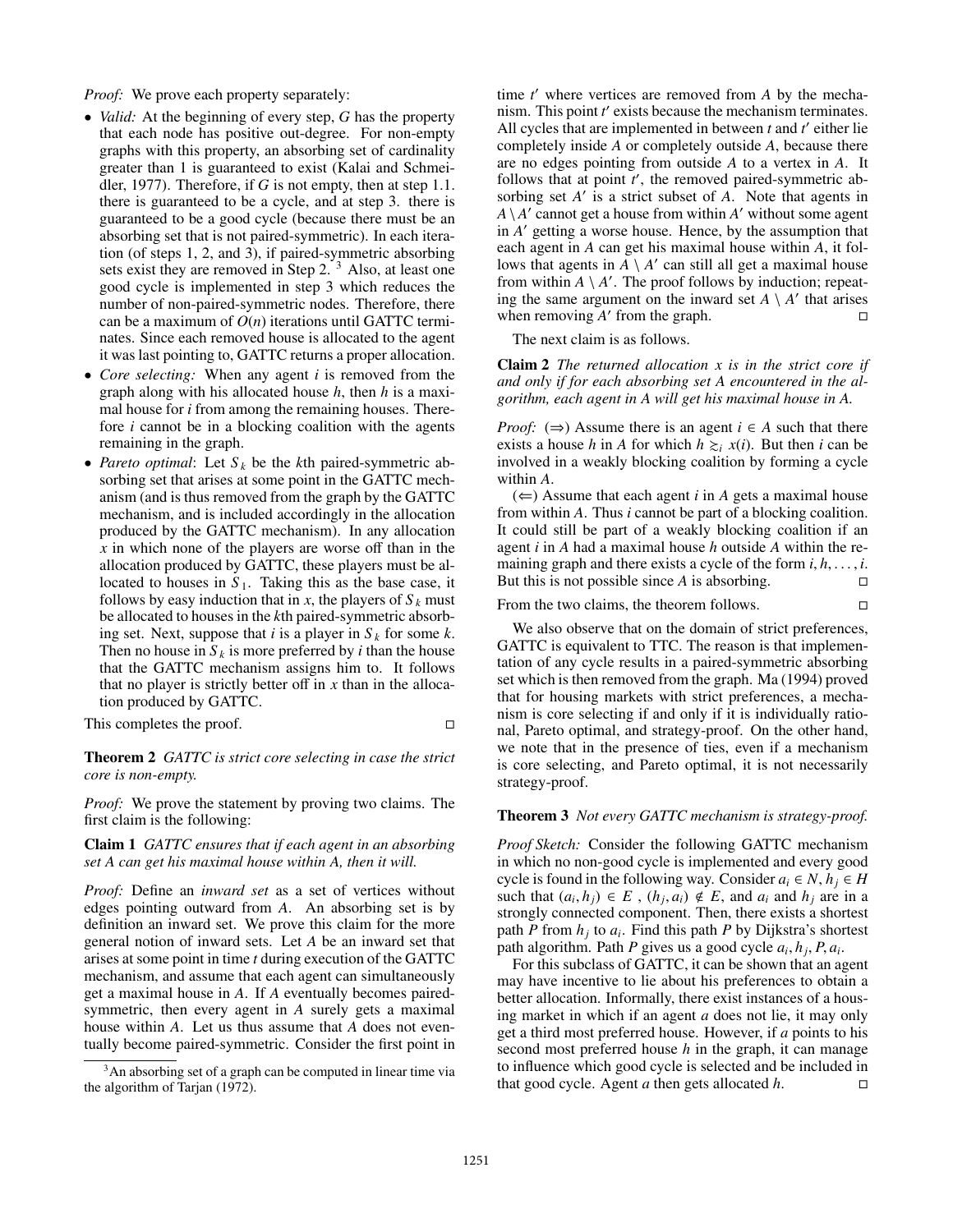*Proof:* We prove each property separately:

- *Valid:* At the beginning of every step, $G$ has the property that each node has positive out-degree. For non-empty graphs with this property, an absorbing set of cardinality greater than 1 is guaranteed to exist (Kalai and Schmeidler, 1977). Therefore, if $G$ is not empty, then at step 1.1. there is guaranteed to be a cycle, and at step 3. there is guaranteed to be a good cycle (because there must be an absorbing set that is not paired-symmetric). In each iteration (of steps 1, 2, and 3), if paired-symmetric absorbing sets exist they are removed in Step 2. [3] Also, at least one good cycle is implemented in step 3 which reduces the number of non-paired-symmetric nodes. Therefore, there can be a maximum of $O(n)$ iterations until GATTC terminates. Since each removed house is allocated to the agent it was last pointing to, GATTC returns a proper allocation.
- *Core selecting:* When any agent $i$ is removed from the graph along with his allocated house $h$, then $h$ is a maximal house for $i$ from among the remaining houses. Therefore $i$ cannot be in a blocking coalition with the agents remaining in the graph.
- *Pareto optimal*: Let $S_k$ be the $k$th paired-symmetric absorbing set that arises at some point in the GATTC mechanism (and is thus removed from the graph by the GATTC mechanism, and is included accordingly in the allocation produced by the GATTC mechanism). In any allocation $x$ in which none of the players are worse off than in the allocation produced by GATTC, these players must be allocated to houses in $S_1$. Taking this as the base case, it follows by easy induction that in $x$, the players of $S_k$ must be allocated to houses in the $k$th paired-symmetric absorbing set. Next, suppose that $i$ is a player in $S_k$ for some $k$. Then no house in $S_k$ is more preferred by $i$ than the house that the GATTC mechanism assigns him to. It follows that no player is strictly better off in $x$ than in the allocation produced by GATTC.

This completes the proof. □

**Theorem 2** *GATTC is strict core selecting in case the strict core is non-empty.*

*Proof:* We prove the statement by proving two claims. The first claim is the following:

**Claim 1** *GATTC ensures that if each agent in an absorbing set A can get his maximal house within A, then it will.*

*Proof:* Define an *inward set* as a set of vertices without edges pointing outward from $A$. An absorbing set is by definition an inward set. We prove this claim for the more general notion of inward sets. Let $A$ be an inward set that arises at some point in time $t$ during execution of the GATTC mechanism, and assume that each agent can simultaneously get a maximal house in $A$. If $A$ eventually becomes paired-symmetric, then every agent in $A$ surely gets a maximal house within $A$. Let us thus assume that $A$ does not eventually become paired-symmetric. Consider the first point in time $t'$ where vertices are removed from $A$ by the mechanism. This point $t'$ exists because the mechanism terminates. All cycles that are implemented in between $t$ and $t'$ either lie completely inside $A$ or completely outside $A$, because there are no edges pointing from outside $A$ to a vertex in $A$. It follows that at point $t'$, the removed paired-symmetric absorbing set $A'$ is a strict subset of $A$. Note that agents in $A \setminus A'$ cannot get a house from within $A'$ without some agent in $A'$ getting a worse house. Hence, by the assumption that each agent in $A$ can get his maximal house within $A$, it follows that agents in $A \setminus A'$ can still all get a maximal house from within $A \setminus A'$. The proof follows by induction; repeating the same argument on the inward set $A \setminus A'$ that arises when removing $A'$ from the graph. □

The next claim is as follows.

**Claim 2** *The returned allocation x is in the strict core if and only if for each absorbing set A encountered in the algorithm, each agent in A will get his maximal house in A.*

*Proof:* ($\Rightarrow$) Assume there is an agent $i \in A$ such that there exists a house $h$ in $A$ for which $h \succsim_i x(i)$. But then $i$ can be involved in a weakly blocking coalition by forming a cycle within $A$.

($\Leftarrow$) Assume that each agent $i$ in $A$ gets a maximal house from within $A$. Thus $i$ cannot be part of a blocking coalition. It could still be part of a weakly blocking coalition if an agent $i$ in $A$ had a maximal house $h$ outside $A$ within the remaining graph and there exists a cycle of the form $i, h, \ldots, i$. But this is not possible since $A$ is absorbing. □

From the two claims, the theorem follows. □

We also observe that on the domain of strict preferences, GATTC is equivalent to TTC. The reason is that implementation of any cycle results in a paired-symmetric absorbing set which is then removed from the graph. Ma (1994) proved that for housing markets with strict preferences, a mechanism is core selecting if and only if it is individually rational, Pareto optimal, and strategy-proof. On the other hand, we note that in the presence of ties, even if a mechanism is core selecting, and Pareto optimal, it is not necessarily strategy-proof.

**Theorem 3** *Not every GATTC mechanism is strategy-proof.*

*Proof Sketch:* Consider the following GATTC mechanism in which no non-good cycle is implemented and every good cycle is found in the following way. Consider $a_i \in N$, $h_j \in H$ such that $(a_i, h_j) \in E$ , $(h_j, a_i) \notin E$, and $a_i$ and $h_j$ are in a strongly connected component. Then, there exists a shortest path $P$ from $h_j$ to $a_i$. Find this path $P$ by Dijkstra's shortest path algorithm. Path $P$ gives us a good cycle $a_i, h_j, P, a_i$.

For this subclass of GATTC, it can be shown that an agent may have incentive to lie about his preferences to obtain a better allocation. Informally, there exist instances of a housing market in which if an agent $a$ does not lie, it may only get a third most preferred house. However, if $a$ points to his second most preferred house $h$ in the graph, it can manage to influence which good cycle is selected and be included in that good cycle. Agent $a$ then gets allocated $h$. □

[3] An absorbing set of a graph can be computed in linear time via the algorithm of Tarjan (1972).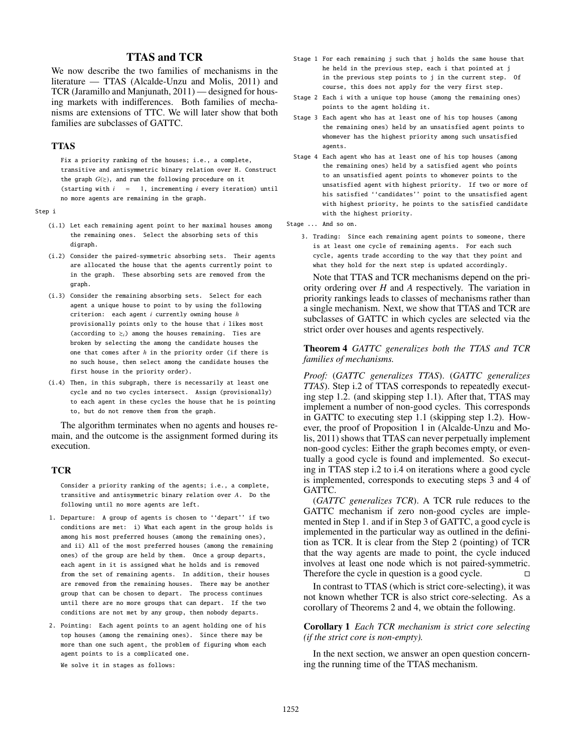## TTAS and TCR

We now describe the two families of mechanisms in the literature — TTAS (Alcalde-Unzu and Molis, 2011) and TCR (Jaramillo and Manjunath, 2011) — designed for housing markets with indifferences. Both families of mechanisms are extensions of TTC. We will later show that both families are subclasses of GATTC.

### TTAS

Fix a priority ranking of the houses; i.e., a complete, transitive and antisymmetric binary relation over H. Construct the graph $G(\succsim)$, and run the following procedure on it (starting with $i = 1$, incrementing $i$ every iteration) until no more agents are remaining in the graph.

Step i

- (i.1) Let each remaining agent point to her maximal houses among the remaining ones. Select the absorbing sets of this digraph.
- (i.2) Consider the paired-symmetric absorbing sets. Their agents are allocated the house that the agents currently point to in the graph. These absorbing sets are removed from the graph.
- (i.3) Consider the remaining absorbing sets. Select for each agent a unique house to point to by using the following criterion: each agent $i$ currently owning house $h$ provisionally points only to the house that $i$ likes most (according to $\succsim_i$) among the houses remaining. Ties are broken by selecting the among the candidate houses the one that comes after $h$ in the priority order (if there is no such house, then select among the candidate houses the first house in the priority order).
- (i.4) Then, in this subgraph, there is necessarily at least one cycle and no two cycles intersect. Assign (provisionally) to each agent in these cycles the house that he is pointing to, but do not remove them from the graph.

The algorithm terminates when no agents and houses remain, and the outcome is the assignment formed during its execution.

### TCR

Consider a priority ranking of the agents; i.e., a complete, transitive and antisymmetric binary relation over $A$. Do the following until no more agents are left.

1. Departure: A group of agents is chosen to ''depart'' if two conditions are met: i) What each agent in the group holds is among his most preferred houses (among the remaining ones), and ii) All of the most preferred houses (among the remaining ones) of the group are held by them. Once a group departs, each agent in it is assigned what he holds and is removed from the set of remaining agents. In addition, their houses are removed from the remaining houses. There may be another group that can be chosen to depart. The process continues until there are no more groups that can depart. If the two conditions are not met by any group, then nobody departs.
2. Pointing: Each agent points to an agent holding one of his top houses (among the remaining ones). Since there may be more than one such agent, the problem of figuring whom each agent points to is a complicated one.

   We solve it in stages as follows:

   - Stage 1 For each remaining j such that j holds the same house that he held in the previous step, each i that pointed at j in the previous step points to j in the current step. Of course, this does not apply for the very first step.
   - Stage 2 Each i with a unique top house (among the remaining ones) points to the agent holding it.
   - Stage 3 Each agent who has at least one of his top houses (among the remaining ones) held by an unsatisfied agent points to whomever has the highest priority among such unsatisfied agents.
   - Stage 4 Each agent who has at least one of his top houses (among the remaining ones) held by a satisfied agent who points to an unsatisfied agent points to whomever points to the unsatisfied agent with highest priority. If two or more of his satisfied ''candidates'' point to the unsatisfied agent with highest priority, he points to the satisfied candidate with the highest priority.
   - Stage ... And so on.
3. Trading: Since each remaining agent points to someone, there is at least one cycle of remaining agents. For each such cycle, agents trade according to the way that they point and what they hold for the next step is updated accordingly.

Note that TTAS and TCR mechanisms depend on the priority ordering over $H$ and $A$ respectively. The variation in priority rankings leads to classes of mechanisms rather than a single mechanism. Next, we show that TTAS and TCR are subclasses of GATTC in which cycles are selected via the strict order over houses and agents respectively.

**Theorem 4** *GATTC generalizes both the TTAS and TCR families of mechanisms.*

*Proof:* (*GATTC generalizes TTAS*). (*GATTC generalizes TTAS*). Step i.2 of TTAS corresponds to repeatedly executing step 1.2. (and skipping step 1.1). After that, TTAS may implement a number of non-good cycles. This corresponds in GATTC to executing step 1.1 (skipping step 1.2). However, the proof of Proposition 1 in (Alcalde-Unzu and Molis, 2011) shows that TTAS can never perpetually implement non-good cycles: Either the graph becomes empty, or eventually a good cycle is found and implemented. So executing in TTAS step i.2 to i.4 on iterations where a good cycle is implemented, corresponds to executing steps 3 and 4 of GATTC.

(*GATTC generalizes TCR*). A TCR rule reduces to the GATTC mechanism if zero non-good cycles are implemented in Step 1. and if in Step 3 of GATTC, a good cycle is implemented in the particular way as outlined in the definition as TCR. It is clear from the Step 2 (pointing) of TCR that the way agents are made to point, the cycle induced involves at least one node which is not paired-symmetric. Therefore the cycle in question is a good cycle. □

In contrast to TTAS (which is strict core-selecting), it was not known whether TCR is also strict core-selecting. As a corollary of Theorems 2 and 4, we obtain the following.

**Corollary 1** *Each TCR mechanism is strict core selecting (if the strict core is non-empty).*

In the next section, we answer an open question concerning the running time of the TTAS mechanism.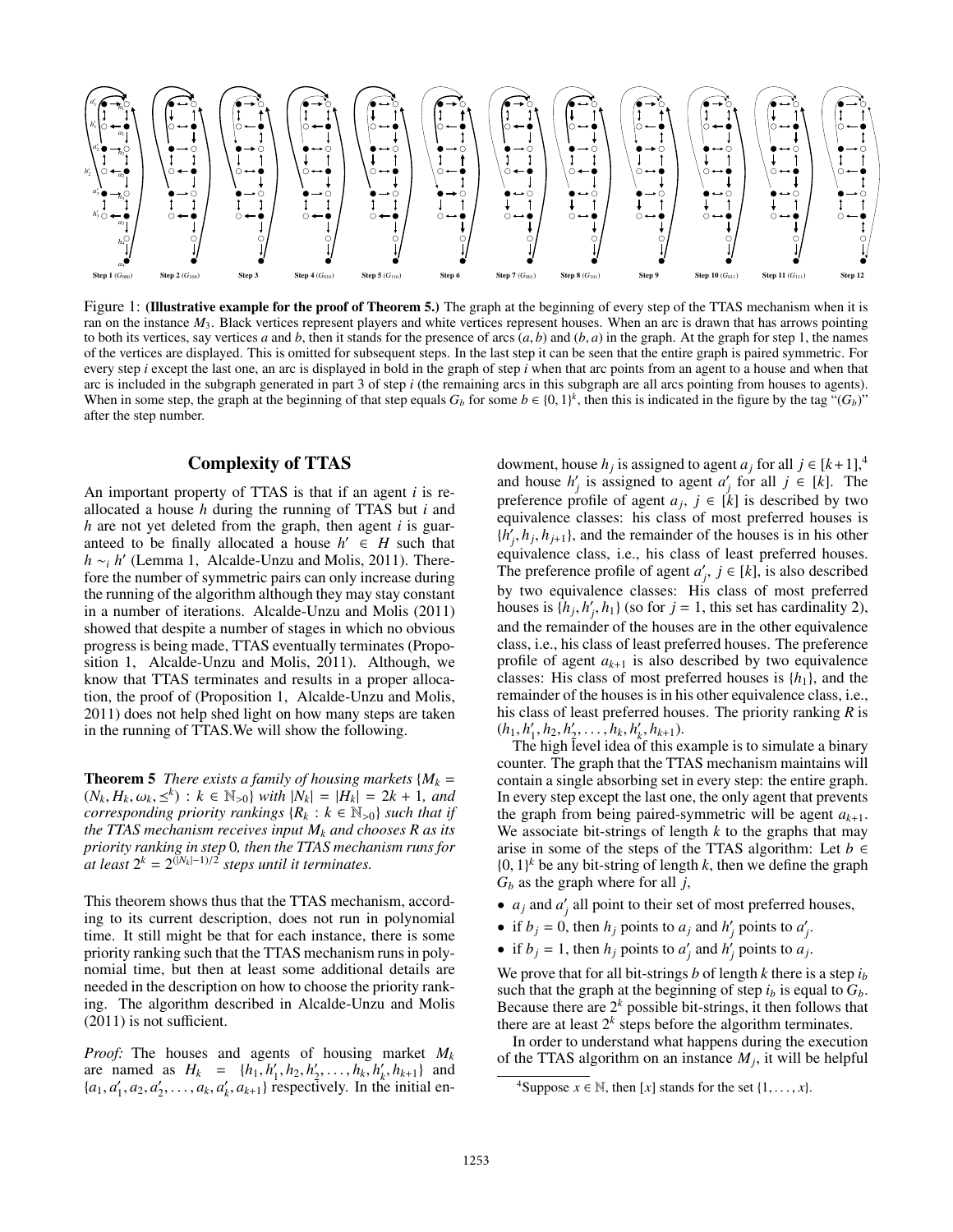Figure 1: **(Illustrative example for the proof of Theorem 5.)** The graph at the beginning of every step of the TTAS mechanism when it is ran on the instance $M_3$. Black vertices represent players and white vertices represent houses. When an arc is drawn that has arrows pointing to both its vertices, say vertices $a$ and $b$, then it stands for the presence of arcs $(a, b)$ and $(b, a)$ in the graph. At the graph for step 1, the names of the vertices are displayed. This is omitted for subsequent steps. In the last step it can be seen that the entire graph is paired symmetric. For every step $i$ except the last one, an arc is displayed in bold in the graph of step $i$ when that arc points from an agent to a house and when that arc is included in the subgraph generated in part 3 of step $i$ (the remaining arcs in this subgraph are all arcs pointing from houses to agents). When in some step, the graph at the beginning of that step equals $G_b$ for some $b \in \{0, 1\}^k$, then this is indicated in the figure by the tag "$(G_b)$" after the step number.

## Complexity of TTAS

An important property of TTAS is that if an agent $i$ is reallocated a house $h$ during the running of TTAS but $i$ and $h$ are not yet deleted from the graph, then agent $i$ is guaranteed to be finally allocated a house $h' \in H$ such that $h \sim_i h'$ (Lemma 1, Alcalde-Unzu and Molis, 2011). Therefore the number of symmetric pairs can only increase during the running of the algorithm although they may stay constant in a number of iterations. Alcalde-Unzu and Molis (2011) showed that despite a number of stages in which no obvious progress is being made, TTAS eventually terminates (Proposition 1, Alcalde-Unzu and Molis, 2011). Although, we know that TTAS terminates and results in a proper allocation, the proof of (Proposition 1, Alcalde-Unzu and Molis, 2011) does not help shed light on how many steps are taken in the running of TTAS.We will show the following.

**Theorem 5** *There exists a family of housing markets* $\{M_k = (N_k, H_k, \omega_k, \preceq^k) : k \in \mathbb{N}_{>0}\}$ *with* $|N_k| = |H_k| = 2k + 1$*, and corresponding priority rankings* $\{R_k : k \in \mathbb{N}_{>0}\}$ *such that if the TTAS mechanism receives input* $M_k$ *and chooses* $R$ *as its priority ranking in step* 0*, then the TTAS mechanism runs for at least* $2^k = 2^{(|N_k|-1)/2}$ *steps until it terminates.*

This theorem shows thus that the TTAS mechanism, according to its current description, does not run in polynomial time. It still might be that for each instance, there is some priority ranking such that the TTAS mechanism runs in polynomial time, but then at least some additional details are needed in the description on how to choose the priority ranking. The algorithm described in Alcalde-Unzu and Molis (2011) is not sufficient.

*Proof:* The houses and agents of housing market $M_k$ are named as $H_k = \{h_1, h'_1, h_2, h'_2, \ldots, h_k, h'_k, h_{k+1}\}$ and $\{a_1, a'_1, a_2, a'_2, \ldots, a_k, a'_k, a_{k+1}\}$ respectively. In the initial endowment, house $h_j$ is assigned to agent $a_j$ for all $j \in [k+1]$,[4] and house $h'_j$ is assigned to agent $a'_j$ for all $j \in [k]$. The preference profile of agent $a_j$, $j \in [k]$ is described by two equivalence classes: his class of most preferred houses is $\{h'_j, h_j, h_{j+1}\}$, and the remainder of the houses is in his other equivalence class, i.e., his class of least preferred houses. The preference profile of agent $a'_j$, $j \in [k]$, is also described by two equivalence classes: His class of most preferred houses is $\{h_j, h'_j, h_1\}$ (so for $j = 1$, this set has cardinality 2), and the remainder of the houses are in the other equivalence class, i.e., his class of least preferred houses. The preference profile of agent $a_{k+1}$ is also described by two equivalence classes: His class of most preferred houses is $\{h_1\}$, and the remainder of the houses is in his other equivalence class, i.e., his class of least preferred houses. The priority ranking $R$ is $(h_1, h'_1, h_2, h'_2, \ldots, h_k, h'_k, h_{k+1})$.

The high level idea of this example is to simulate a binary counter. The graph that the TTAS mechanism maintains will contain a single absorbing set in every step: the entire graph. In every step except the last one, the only agent that prevents the graph from being paired-symmetric will be agent $a_{k+1}$. We associate bit-strings of length $k$ to the graphs that may arise in some of the steps of the TTAS algorithm: Let $b \in \{0, 1\}^k$ be any bit-string of length $k$, then we define the graph $G_b$ as the graph where for all $j$,

- $a_j$ and $a'_j$ all point to their set of most preferred houses,
- if $b_j = 0$, then $h_j$ points to $a_j$ and $h'_j$ points to $a'_j$.
- if $b_j = 1$, then $h_j$ points to $a'_j$ and $h'_j$ points to $a_j$.

We prove that for all bit-strings $b$ of length $k$ there is a step $i_b$ such that the graph at the beginning of step $i_b$ is equal to $G_b$. Because there are $2^k$ possible bit-strings, it then follows that there are at least $2^k$ steps before the algorithm terminates.

In order to understand what happens during the execution of the TTAS algorithm on an instance $M_j$, it will be helpful

[4] Suppose $x \in \mathbb{N}$, then $[x]$ stands for the set $\{1, \ldots, x\}$.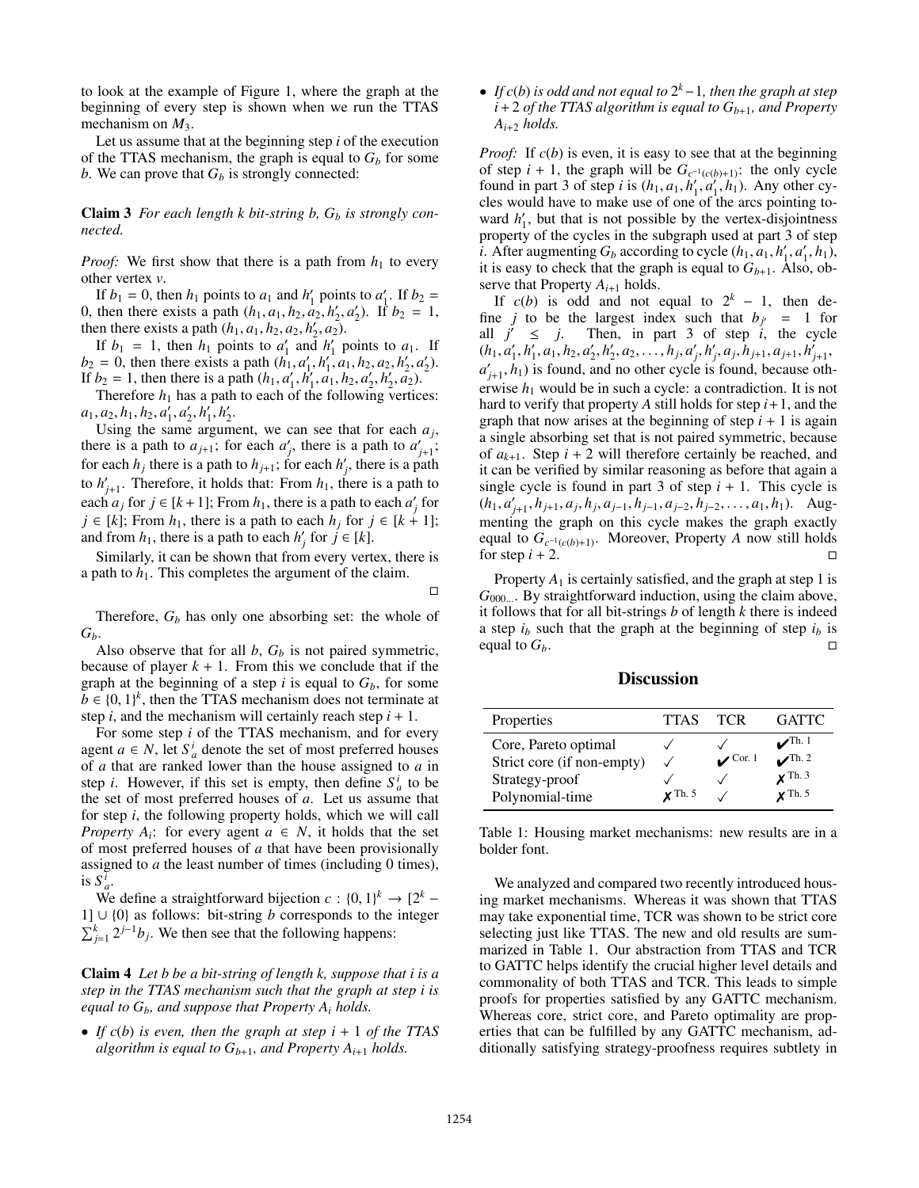to look at the example of Figure 1, where the graph at the beginning of every step is shown when we run the TTAS mechanism on $M_3$.

Let us assume that at the beginning step $i$ of the execution of the TTAS mechanism, the graph is equal to $G_b$ for some $b$. We can prove that $G_b$ is strongly connected:

**Claim 3** *For each length $k$ bit-string $b$, $G_b$ is strongly connected.*

*Proof:* We first show that there is a path from $h_1$ to every other vertex $v$.

If $b_1 = 0$, then $h_1$ points to $a_1$ and $h'_1$ points to $a'_1$. If $b_2 = 0$, then there exists a path $(h_1, a_1, h_2, a_2, h'_2, a'_2)$. If $b_2 = 1$, then there exists a path $(h_1, a_1, h_2, a_2, h'_2, a_2)$.

If $b_1 = 1$, then $h_1$ points to $a'_1$ and $h'_1$ points to $a_1$. If $b_2 = 0$, then there exists a path $(h_1, a'_1, h'_1, a_1, h_2, a_2, h'_2, a'_2)$. If $b_2 = 1$, then there is a path $(h_1, a'_1, h'_1, a_1, h_2, a'_2, h'_2, a_2)$.

Therefore $h_1$ has a path to each of the following vertices: $a_1, a_2, h_1, h_2, a'_1, a'_2, h'_1, h'_2$.

Using the same argument, we can see that for each $a_j$, there is a path to $a_{j+1}$; for each $a'_j$, there is a path to $a'_{j+1}$; for each $h_j$ there is a path to $h_{j+1}$; for each $h'_j$, there is a path to $h'_{j+1}$. Therefore, it holds that: From $h_1$, there is a path to each $a_j$ for $j \in [k+1]$; From $h_1$, there is a path to each $a'_j$ for $j \in [k]$; From $h_1$, there is a path to each $h_j$ for $j \in [k+1]$; and from $h_1$, there is a path to each $h'_j$ for $j \in [k]$.

Similarly, it can be shown that from every vertex, there is a path to $h_1$. This completes the argument of the claim.

□

Therefore, $G_b$ has only one absorbing set: the whole of $G_b$.

Also observe that for all $b$, $G_b$ is not paired symmetric, because of player $k+1$. From this we conclude that if the graph at the beginning of a step $i$ is equal to $G_b$, for some $b \in \{0,1\}^k$, then the TTAS mechanism does not terminate at step $i$, and the mechanism will certainly reach step $i+1$.

For some step $i$ of the TTAS mechanism, and for every agent $a \in N$, let $S^i_a$ denote the set of most preferred houses of $a$ that are ranked lower than the house assigned to $a$ in step $i$. However, if this set is empty, then define $S^i_a$ to be the set of most preferred houses of $a$. Let us assume that for step $i$, the following property holds, which we will call *Property $A_i$*: for every agent $a \in N$, it holds that the set of most preferred houses of $a$ that have been provisionally assigned to $a$ the least number of times (including 0 times), is $S^i_a$.

We define a straightforward bijection $c : \{0,1\}^k \to [2^k - 1] \cup \{0\}$ as follows: bit-string $b$ corresponds to the integer $\sum_{j=1}^k 2^{j-1} b_j$. We then see that the following happens:

**Claim 4** *Let $b$ be a bit-string of length $k$, suppose that $i$ is a step in the TTAS mechanism such that the graph at step $i$ is equal to $G_b$, and suppose that Property $A_i$ holds.*

- *If $c(b)$ is even, then the graph at step $i+1$ of the TTAS algorithm is equal to $G_{b+1}$, and Property $A_{i+1}$ holds.*
- *If $c(b)$ is odd and not equal to $2^k - 1$, then the graph at step $i+2$ of the TTAS algorithm is equal to $G_{b+1}$, and Property $A_{i+2}$ holds.*

*Proof:* If $c(b)$ is even, it is easy to see that at the beginning of step $i+1$, the graph will be $G_{c^{-1}(c(b)+1)}$: the only cycle found in part 3 of step $i$ is $(h_1, a_1, h'_1, a'_1, h_1)$. Any other cycles would have to make use of one of the arcs pointing toward $h'_1$, but that is not possible by the vertex-disjointness property of the cycles in the subgraph used at part 3 of step $i$. After augmenting $G_b$ according to cycle $(h_1, a_1, h'_1, a'_1, h_1)$, it is easy to check that the graph is equal to $G_{b+1}$. Also, observe that Property $A_{i+1}$ holds.

If $c(b)$ is odd and not equal to $2^k - 1$, then define $j$ to be the largest index such that $b_{j'} = 1$ for all $j' \leq j$. Then, in part 3 of step $i$, the cycle $(h_1, a'_1, h'_1, a_1, h_2, a'_2, h'_2, a_2, \ldots, h_j, a'_j, h'_j, a_j, h_{j+1}, a_{j+1}, h'_{j+1}, a'_{j+1}, h_1)$ is found, and no other cycle is found, because otherwise $h_1$ would be in such a cycle: a contradiction. It is not hard to verify that property $A$ still holds for step $i+1$, and the graph that now arises at the beginning of step $i+1$ is again a single absorbing set that is not paired symmetric, because of $a_{k+1}$. Step $i+2$ will therefore certainly be reached, and it can be verified by similar reasoning as before that again a single cycle is found in part 3 of step $i+1$. This cycle is $(h_1, a'_{j+1}, h_{j+1}, a_j, h_j, a_{j-1}, h_{j-1}, a_{j-2}, h_{j-2}, \ldots, a_1, h_1)$. Augmenting the graph on this cycle makes the graph exactly equal to $G_{c^{-1}(c(b)+1)}$. Moreover, Property $A$ now still holds for step $i+2$. □

Property $A_1$ is certainly satisfied, and the graph at step 1 is $G_{000\ldots}$. By straightforward induction, using the claim above, it follows that for all bit-strings $b$ of length $k$ there is indeed a step $i_b$ such that the graph at the beginning of step $i_b$ is equal to $G_b$. □

## Discussion

| Properties | TTAS | TCR | GATTC |
|---|---|---|---|
| Core, Pareto optimal | ✓ | ✓ | **✓** Th. 1 |
| Strict core (if non-empty) | ✓ | **✓** Cor. 1 | **✓** Th. 2 |
| Strategy-proof | ✓ | ✓ | **✗** Th. 3 |
| Polynomial-time | **✗** Th. 5 | ✓ | **✗** Th. 5 |

Table 1: Housing market mechanisms: new results are in a bolder font.

We analyzed and compared two recently introduced housing market mechanisms. Whereas it was shown that TTAS may take exponential time, TCR was shown to be strict core selecting just like TTAS. The new and old results are summarized in Table 1. Our abstraction from TTAS and TCR to GATTC helps identify the crucial higher level details and commonality of both TTAS and TCR. This leads to simple proofs for properties satisfied by any GATTC mechanism. Whereas core, strict core, and Pareto optimality are properties that can be fulfilled by any GATTC mechanism, additionally satisfying strategy-proofness requires subtlety in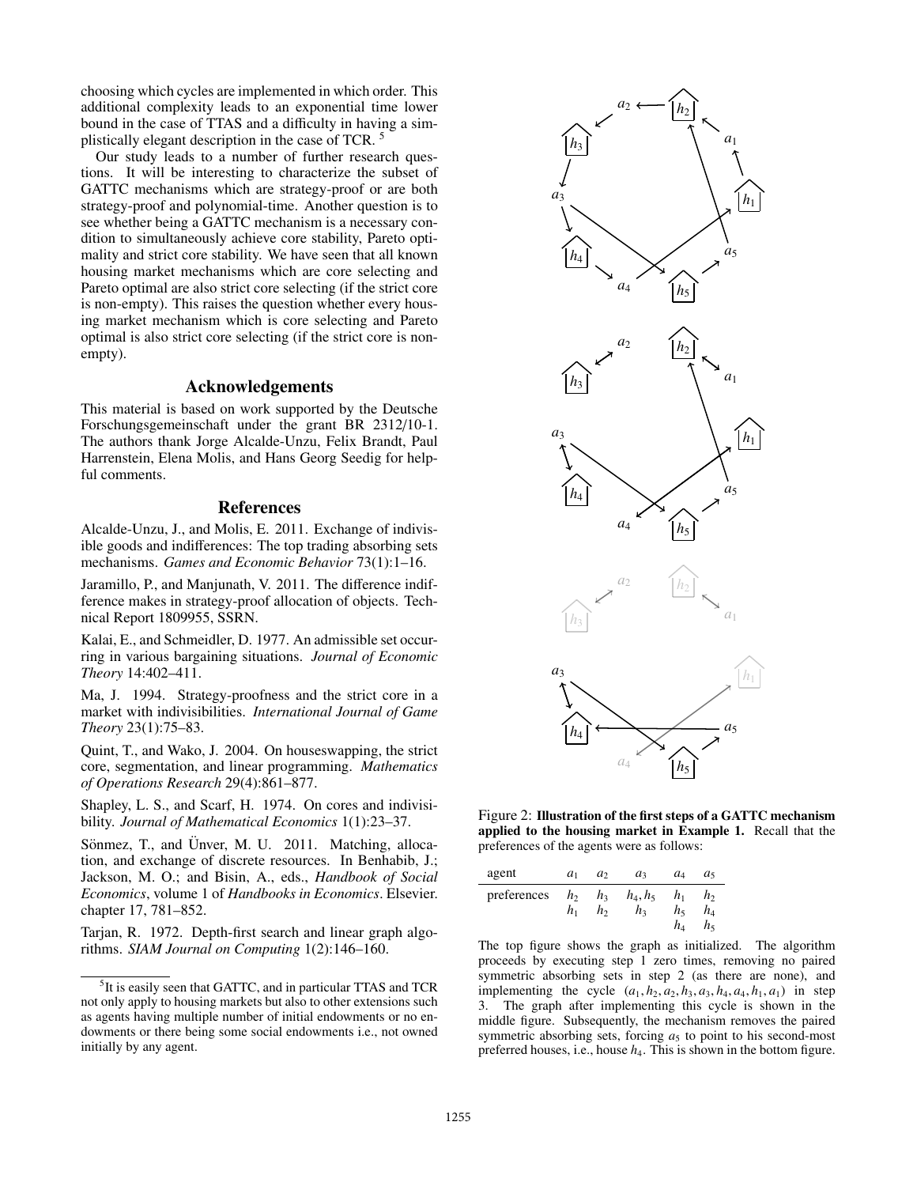choosing which cycles are implemented in which order. This additional complexity leads to an exponential time lower bound in the case of TTAS and a difficulty in having a simplistically elegant description in the case of TCR. [5]

Our study leads to a number of further research questions. It will be interesting to characterize the subset of GATTC mechanisms which are strategy-proof or are both strategy-proof and polynomial-time. Another question is to see whether being a GATTC mechanism is a necessary condition to simultaneously achieve core stability, Pareto optimality and strict core stability. We have seen that all known housing market mechanisms which are core selecting and Pareto optimal are also strict core selecting (if the strict core is non-empty). This raises the question whether every housing market mechanism which is core selecting and Pareto optimal is also strict core selecting (if the strict core is non-empty).

## Acknowledgements

This material is based on work supported by the Deutsche Forschungsgemeinschaft under the grant BR 2312/10-1. The authors thank Jorge Alcalde-Unzu, Felix Brandt, Paul Harrenstein, Elena Molis, and Hans Georg Seedig for helpful comments.

## References

Alcalde-Unzu, J., and Molis, E. 2011. Exchange of indivisible goods and indifferences: The top trading absorbing sets mechanisms. *Games and Economic Behavior* 73(1):1–16.

Jaramillo, P., and Manjunath, V. 2011. The difference indifference makes in strategy-proof allocation of objects. Technical Report 1809955, SSRN.

Kalai, E., and Schmeidler, D. 1977. An admissible set occurring in various bargaining situations. *Journal of Economic Theory* 14:402–411.

Ma, J. 1994. Strategy-proofness and the strict core in a market with indivisibilities. *International Journal of Game Theory* 23(1):75–83.

Quint, T., and Wako, J. 2004. On houseswapping, the strict core, segmentation, and linear programming. *Mathematics of Operations Research* 29(4):861–877.

Shapley, L. S., and Scarf, H. 1974. On cores and indivisibility. *Journal of Mathematical Economics* 1(1):23–37.

Sönmez, T., and Ünver, M. U. 2011. Matching, allocation, and exchange of discrete resources. In Benhabib, J.; Jackson, M. O.; and Bisin, A., eds., *Handbook of Social Economics*, volume 1 of *Handbooks in Economics*. Elsevier. chapter 17, 781–852.

Tarjan, R. 1972. Depth-first search and linear graph algorithms. *SIAM Journal on Computing* 1(2):146–160.

[5] It is easily seen that GATTC, and in particular TTAS and TCR not only apply to housing markets but also to other extensions such as agents having multiple number of initial endowments or no endowments or there being some social endowments i.e., not owned initially by any agent.

$a_2$
$h_2$
$h_3$
$a_1$
$a_3$
$h_1$
$h_4$
$a_5$
$a_4$
$h_5$

$a_2$
$h_2$
$h_3$
$a_1$
$a_3$
$h_1$
$h_4$
$a_5$
$a_4$
$h_5$

$a_2$
$h_2$
$h_3$
$a_1$
$a_3$
$h_1$
$h_4$
$a_5$
$a_4$
$h_5$

Figure 2: **Illustration of the first steps of a GATTC mechanism applied to the housing market in Example 1.** Recall that the preferences of the agents were as follows:

| agent | $a_1$ | $a_2$ | $a_3$ | $a_4$ | $a_5$ |
|---|---|---|---|---|---|
| preferences | $h_2$ | $h_3$ | $h_4, h_5$ | $h_1$ | $h_2$ |
| | $h_1$ | $h_2$ | $h_3$ | $h_5$ | $h_4$ |
| | | | | $h_4$ | $h_5$ |

The top figure shows the graph as initialized. The algorithm proceeds by executing step 1 zero times, removing no paired symmetric absorbing sets in step 2 (as there are none), and implementing the cycle $(a_1, h_2, a_2, h_3, a_3, h_4, a_4, h_1, a_1)$ in step 3. The graph after implementing this cycle is shown in the middle figure. Subsequently, the mechanism removes the paired symmetric absorbing sets, forcing $a_5$ to point to his second-most preferred houses, i.e., house $h_4$. This is shown in the bottom figure.